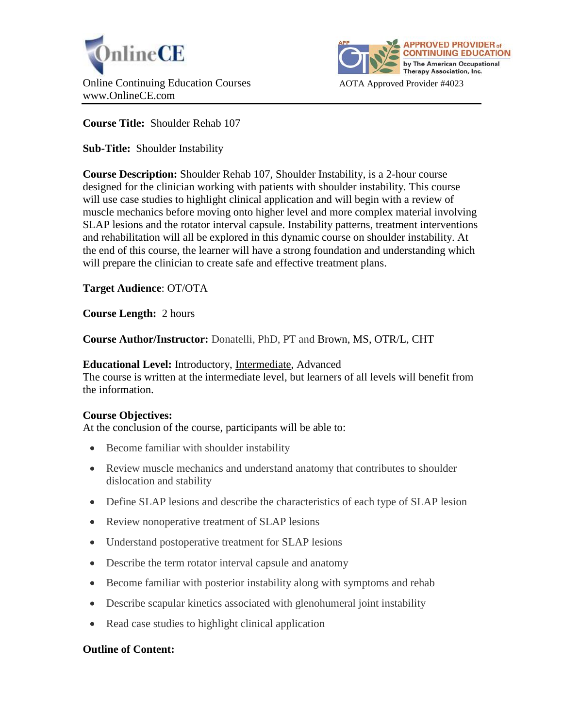OnlineCE

Online Continuing Education Courses
www.OnlineCE.com

APPROVED PROVIDER of CONTINUING EDUCATION by The American Occupational Therapy Association, Inc.

AOTA Approved Provider #4023

**Course Title:** Shoulder Rehab 107

**Sub-Title:** Shoulder Instability

**Course Description:** Shoulder Rehab 107, Shoulder Instability, is a 2-hour course designed for the clinician working with patients with shoulder instability. This course will use case studies to highlight clinical application and will begin with a review of muscle mechanics before moving onto higher level and more complex material involving SLAP lesions and the rotator interval capsule. Instability patterns, treatment interventions and rehabilitation will all be explored in this dynamic course on shoulder instability. At the end of this course, the learner will have a strong foundation and understanding which will prepare the clinician to create safe and effective treatment plans.

**Target Audience**: OT/OTA

**Course Length:** 2 hours

**Course Author/Instructor:** Donatelli, PhD, PT and Brown, MS, OTR/L, CHT

**Educational Level:** Introductory, Intermediate, Advanced
The course is written at the intermediate level, but learners of all levels will benefit from the information.

**Course Objectives:**
At the conclusion of the course, participants will be able to:

- Become familiar with shoulder instability
- Review muscle mechanics and understand anatomy that contributes to shoulder dislocation and stability
- Define SLAP lesions and describe the characteristics of each type of SLAP lesion
- Review nonoperative treatment of SLAP lesions
- Understand postoperative treatment for SLAP lesions
- Describe the term rotator interval capsule and anatomy
- Become familiar with posterior instability along with symptoms and rehab
- Describe scapular kinetics associated with glenohumeral joint instability
- Read case studies to highlight clinical application

**Outline of Content:**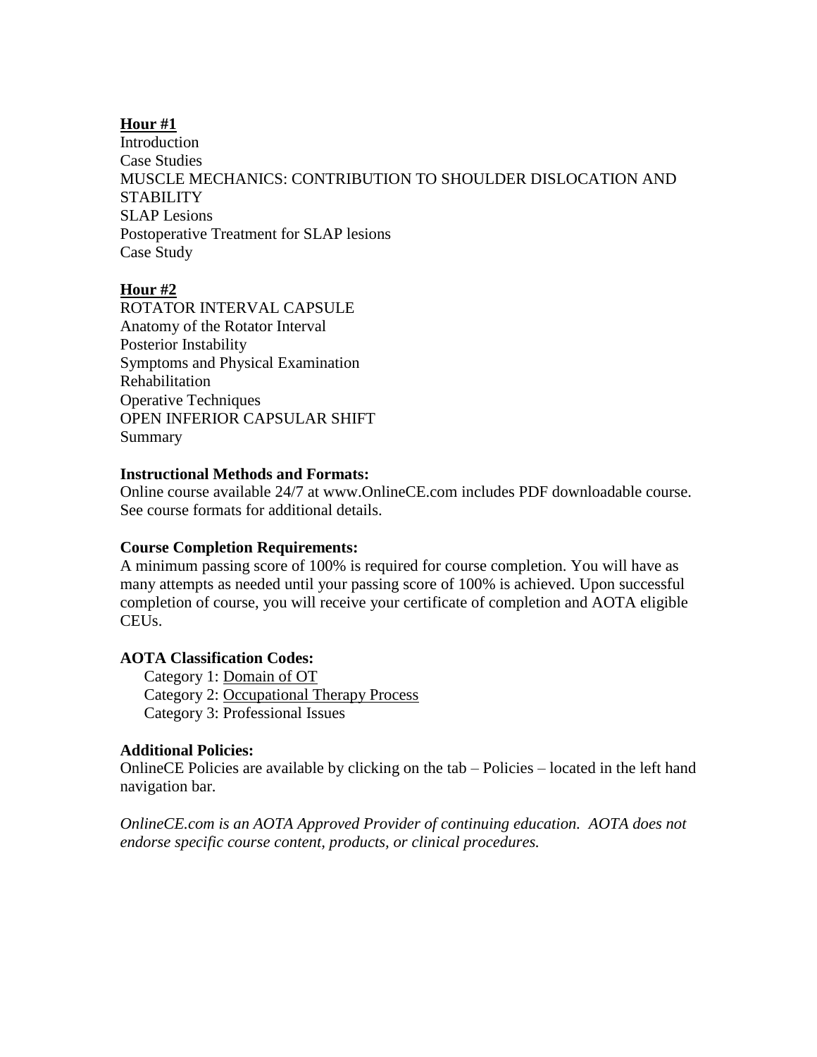**Hour #1**

Introduction
Case Studies
MUSCLE MECHANICS: CONTRIBUTION TO SHOULDER DISLOCATION AND STABILITY
SLAP Lesions
Postoperative Treatment for SLAP lesions
Case Study

**Hour #2**

ROTATOR INTERVAL CAPSULE
Anatomy of the Rotator Interval
Posterior Instability
Symptoms and Physical Examination
Rehabilitation
Operative Techniques
OPEN INFERIOR CAPSULAR SHIFT
Summary

**Instructional Methods and Formats:**
Online course available 24/7 at www.OnlineCE.com includes PDF downloadable course. See course formats for additional details.

**Course Completion Requirements:**
A minimum passing score of 100% is required for course completion. You will have as many attempts as needed until your passing score of 100% is achieved. Upon successful completion of course, you will receive your certificate of completion and AOTA eligible CEUs.

**AOTA Classification Codes:**

Category 1: Domain of OT
Category 2: Occupational Therapy Process
Category 3: Professional Issues

**Additional Policies:**
OnlineCE Policies are available by clicking on the tab – Policies – located in the left hand navigation bar.

*OnlineCE.com is an AOTA Approved Provider of continuing education. AOTA does not endorse specific course content, products, or clinical procedures.*